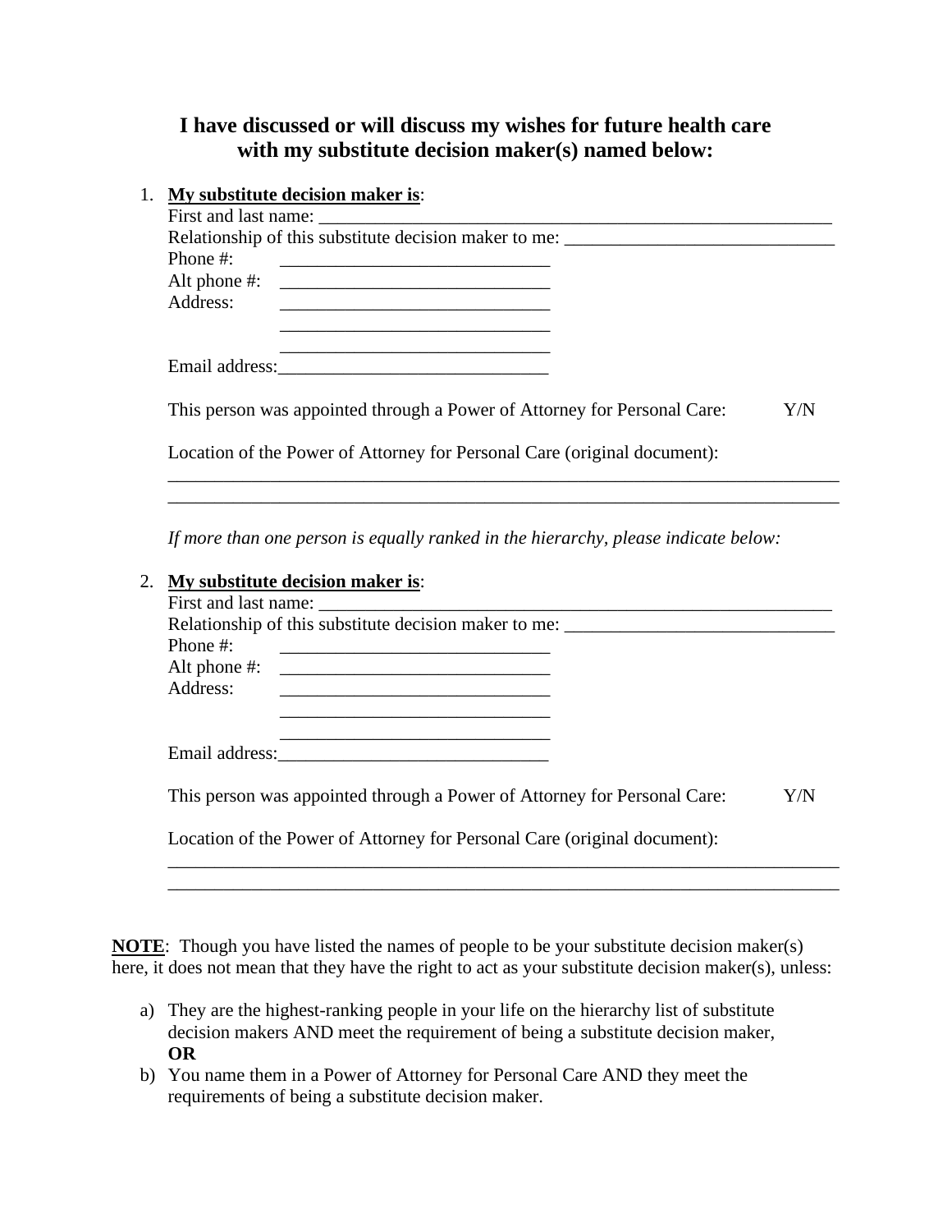## I have discussed or will discuss my wishes for future health care with my substitute decision maker(s) named below:

1. **My substitute decision maker is**:

   First and last name: ____________________________________________________________

   Relationship of this substitute decision maker to me: ______________________________

   Phone #: ______________________________

   Alt phone #: ______________________________

   Address: ______________________________

   ______________________________

   ______________________________

   Email address:______________________________

   This person was appointed through a Power of Attorney for Personal Care: Y/N

   Location of the Power of Attorney for Personal Care (original document):

   ____________________________________________________________________________

   ____________________________________________________________________________

   *If more than one person is equally ranked in the hierarchy, please indicate below:*

2. **My substitute decision maker is**:

   First and last name: ____________________________________________________________

   Relationship of this substitute decision maker to me: ______________________________

   Phone #: ______________________________

   Alt phone #: ______________________________

   Address: ______________________________

   ______________________________

   ______________________________

   Email address:______________________________

   This person was appointed through a Power of Attorney for Personal Care: Y/N

   Location of the Power of Attorney for Personal Care (original document):

   ____________________________________________________________________________

   ____________________________________________________________________________

**NOTE**: Though you have listed the names of people to be your substitute decision maker(s) here, it does not mean that they have the right to act as your substitute decision maker(s), unless:

a) They are the highest-ranking people in your life on the hierarchy list of substitute decision makers AND meet the requirement of being a substitute decision maker, **OR**

b) You name them in a Power of Attorney for Personal Care AND they meet the requirements of being a substitute decision maker.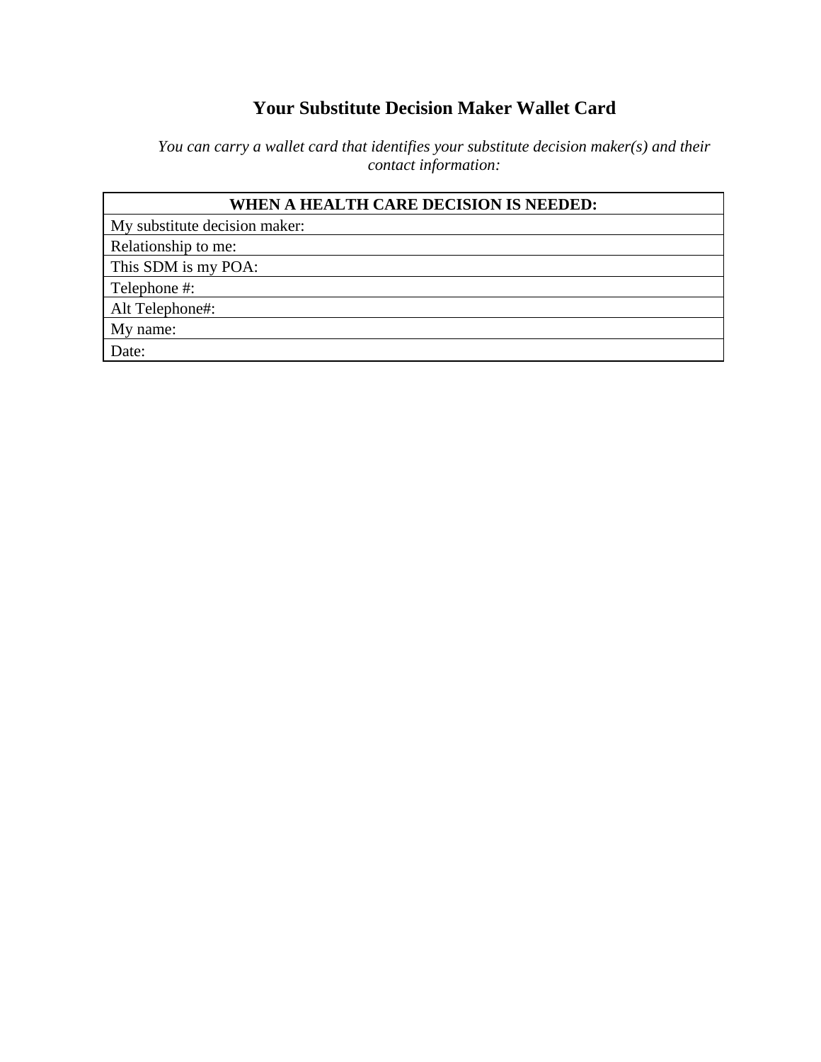## Your Substitute Decision Maker Wallet Card

*You can carry a wallet card that identifies your substitute decision maker(s) and their contact information:*

| **WHEN A HEALTH CARE DECISION IS NEEDED:** |
|---|
| My substitute decision maker: |
| Relationship to me: |
| This SDM is my POA: |
| Telephone #: |
| Alt Telephone#: |
| My name: |
| Date: |